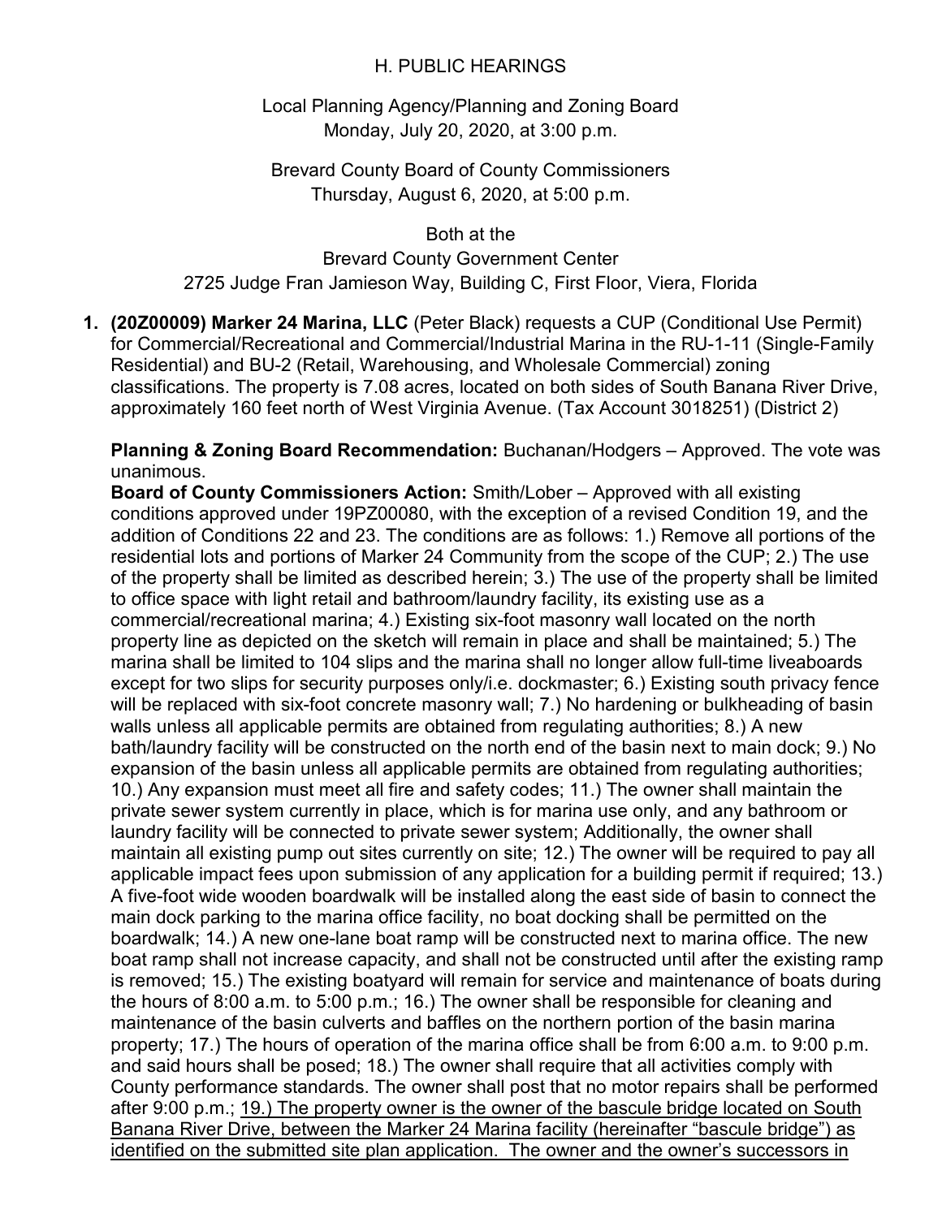H. PUBLIC HEARINGS

Local Planning Agency/Planning and Zoning Board
Monday, July 20, 2020, at 3:00 p.m.

Brevard County Board of County Commissioners
Thursday, August 6, 2020, at 5:00 p.m.

Both at the
Brevard County Government Center
2725 Judge Fran Jamieson Way, Building C, First Floor, Viera, Florida

1. **(20Z00009) Marker 24 Marina, LLC** (Peter Black) requests a CUP (Conditional Use Permit) for Commercial/Recreational and Commercial/Industrial Marina in the RU-1-11 (Single-Family Residential) and BU-2 (Retail, Warehousing, and Wholesale Commercial) zoning classifications. The property is 7.08 acres, located on both sides of South Banana River Drive, approximately 160 feet north of West Virginia Avenue. (Tax Account 3018251) (District 2)

   **Planning & Zoning Board Recommendation:** Buchanan/Hodgers – Approved. The vote was unanimous.
   **Board of County Commissioners Action:** Smith/Lober – Approved with all existing conditions approved under 19PZ00080, with the exception of a revised Condition 19, and the addition of Conditions 22 and 23. The conditions are as follows: 1.) Remove all portions of the residential lots and portions of Marker 24 Community from the scope of the CUP; 2.) The use of the property shall be limited as described herein; 3.) The use of the property shall be limited to office space with light retail and bathroom/laundry facility, its existing use as a commercial/recreational marina; 4.) Existing six-foot masonry wall located on the north property line as depicted on the sketch will remain in place and shall be maintained; 5.) The marina shall be limited to 104 slips and the marina shall no longer allow full-time liveaboards except for two slips for security purposes only/i.e. dockmaster; 6.) Existing south privacy fence will be replaced with six-foot concrete masonry wall; 7.) No hardening or bulkheading of basin walls unless all applicable permits are obtained from regulating authorities; 8.) A new bath/laundry facility will be constructed on the north end of the basin next to main dock; 9.) No expansion of the basin unless all applicable permits are obtained from regulating authorities; 10.) Any expansion must meet all fire and safety codes; 11.) The owner shall maintain the private sewer system currently in place, which is for marina use only, and any bathroom or laundry facility will be connected to private sewer system; Additionally, the owner shall maintain all existing pump out sites currently on site; 12.) The owner will be required to pay all applicable impact fees upon submission of any application for a building permit if required; 13.) A five-foot wide wooden boardwalk will be installed along the east side of basin to connect the main dock parking to the marina office facility, no boat docking shall be permitted on the boardwalk; 14.) A new one-lane boat ramp will be constructed next to marina office. The new boat ramp shall not increase capacity, and shall not be constructed until after the existing ramp is removed; 15.) The existing boatyard will remain for service and maintenance of boats during the hours of 8:00 a.m. to 5:00 p.m.; 16.) The owner shall be responsible for cleaning and maintenance of the basin culverts and baffles on the northern portion of the basin marina property; 17.) The hours of operation of the marina office shall be from 6:00 a.m. to 9:00 p.m. and said hours shall be posed; 18.) The owner shall require that all activities comply with County performance standards. The owner shall post that no motor repairs shall be performed after 9:00 p.m.; <u>19.) The property owner is the owner of the bascule bridge located on South Banana River Drive, between the Marker 24 Marina facility (hereinafter "bascule bridge") as identified on the submitted site plan application. The owner and the owner's successors in</u>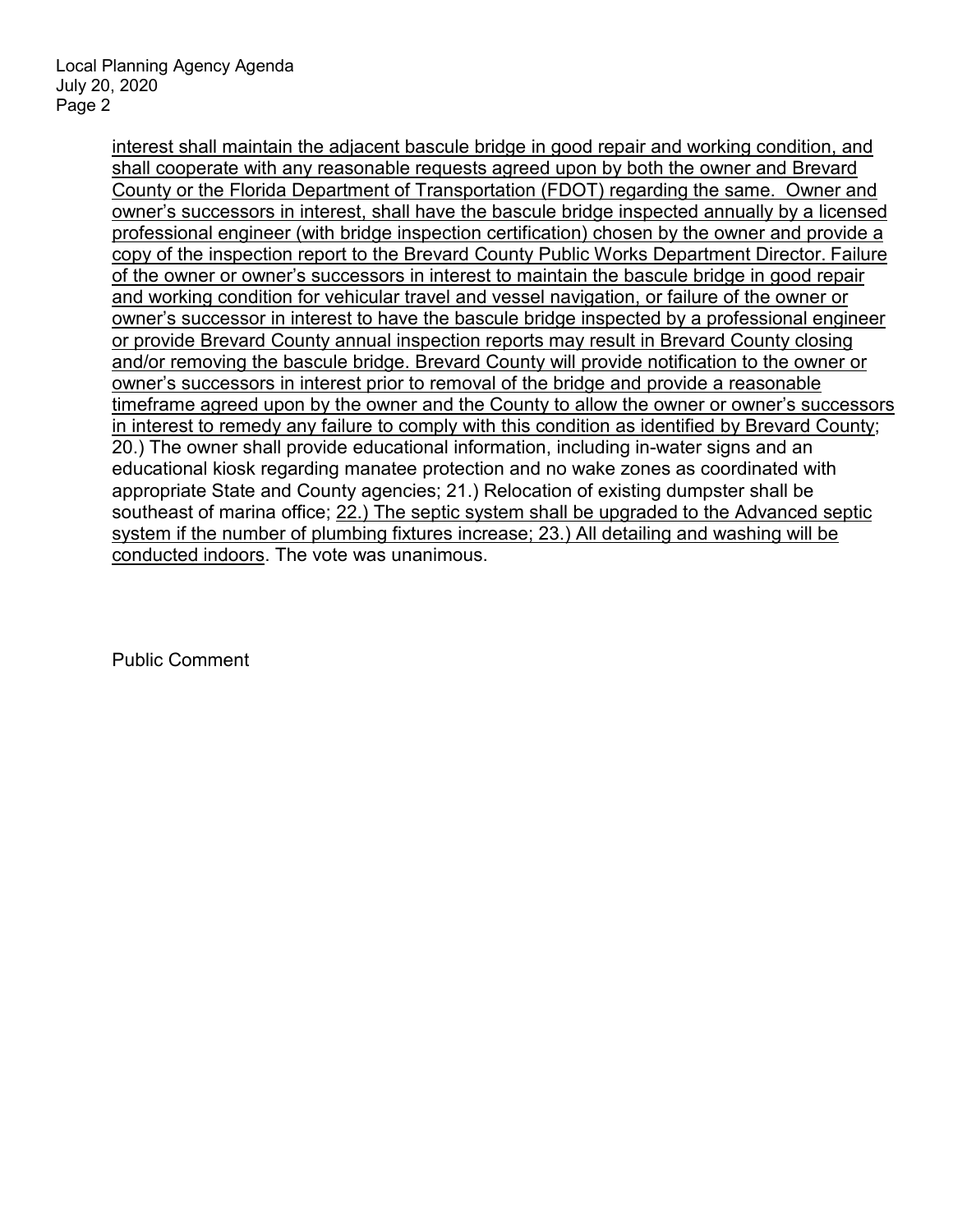interest shall maintain the adjacent bascule bridge in good repair and working condition, and shall cooperate with any reasonable requests agreed upon by both the owner and Brevard County or the Florida Department of Transportation (FDOT) regarding the same. Owner and owner's successors in interest, shall have the bascule bridge inspected annually by a licensed professional engineer (with bridge inspection certification) chosen by the owner and provide a copy of the inspection report to the Brevard County Public Works Department Director. Failure of the owner or owner's successors in interest to maintain the bascule bridge in good repair and working condition for vehicular travel and vessel navigation, or failure of the owner or owner's successor in interest to have the bascule bridge inspected by a professional engineer or provide Brevard County annual inspection reports may result in Brevard County closing and/or removing the bascule bridge. Brevard County will provide notification to the owner or owner's successors in interest prior to removal of the bridge and provide a reasonable timeframe agreed upon by the owner and the County to allow the owner or owner's successors in interest to remedy any failure to comply with this condition as identified by Brevard County; 20.) The owner shall provide educational information, including in-water signs and an educational kiosk regarding manatee protection and no wake zones as coordinated with appropriate State and County agencies; 21.) Relocation of existing dumpster shall be southeast of marina office; 22.) The septic system shall be upgraded to the Advanced septic system if the number of plumbing fixtures increase; 23.) All detailing and washing will be conducted indoors. The vote was unanimous.

Public Comment